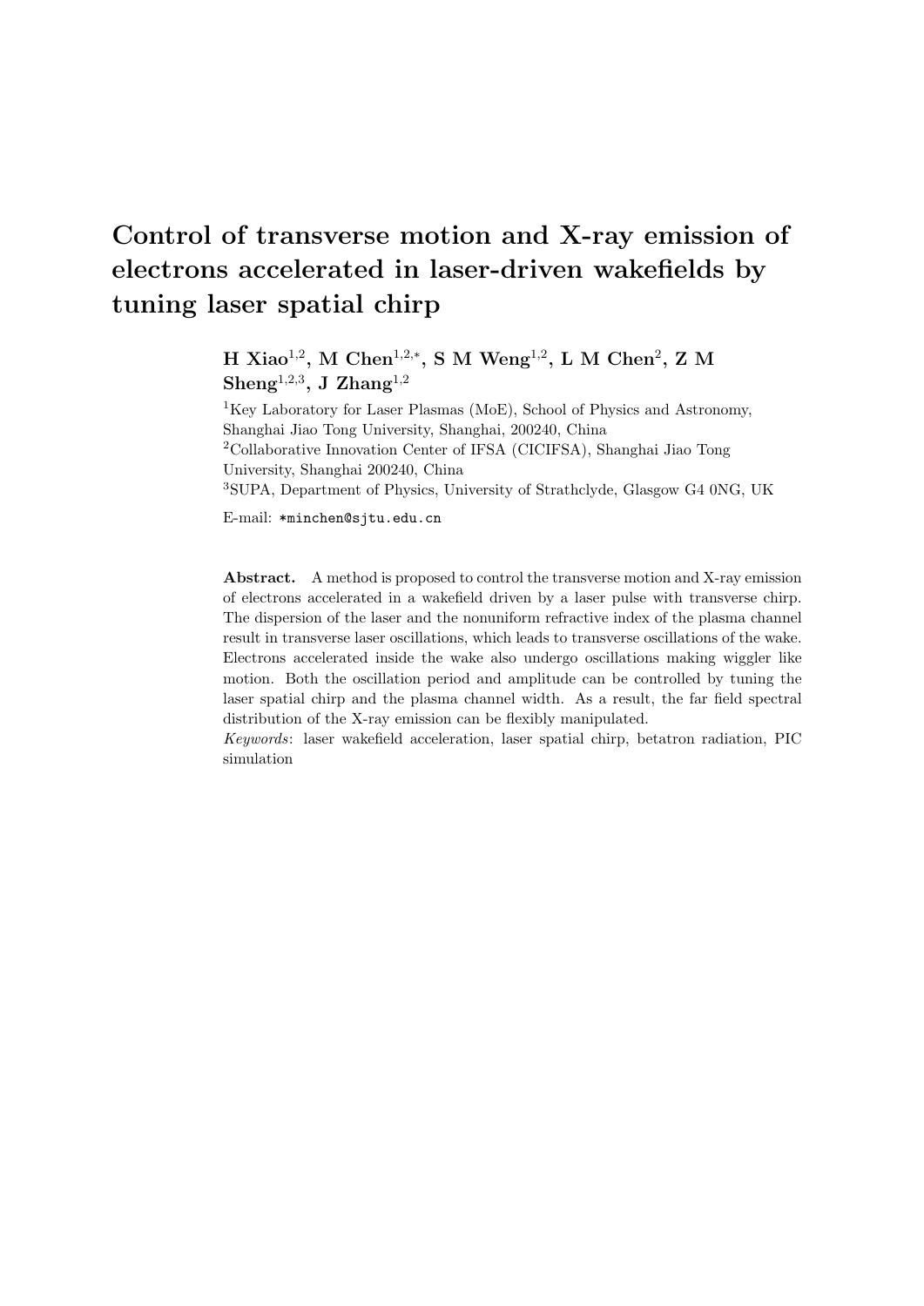# Control of transverse motion and X-ray emission of electrons accelerated in laser-driven wakefields by tuning laser spatial chirp

**H Xiao[1,2], M Chen[1,2,*], S M Weng[1,2], L M Chen[2], Z M Sheng[1,2,3], J Zhang[1,2]**

[1]Key Laboratory for Laser Plasmas (MoE), School of Physics and Astronomy, Shanghai Jiao Tong University, Shanghai, 200240, China

[2]Collaborative Innovation Center of IFSA (CICIFSA), Shanghai Jiao Tong University, Shanghai 200240, China

[3]SUPA, Department of Physics, University of Strathclyde, Glasgow G4 0NG, UK

E-mail: *minchen@sjtu.edu.cn

**Abstract.** A method is proposed to control the transverse motion and X-ray emission of electrons accelerated in a wakefield driven by a laser pulse with transverse chirp. The dispersion of the laser and the nonuniform refractive index of the plasma channel result in transverse laser oscillations, which leads to transverse oscillations of the wake. Electrons accelerated inside the wake also undergo oscillations making wiggler like motion. Both the oscillation period and amplitude can be controlled by tuning the laser spatial chirp and the plasma channel width. As a result, the far field spectral distribution of the X-ray emission can be flexibly manipulated.

*Keywords*: laser wakefield acceleration, laser spatial chirp, betatron radiation, PIC simulation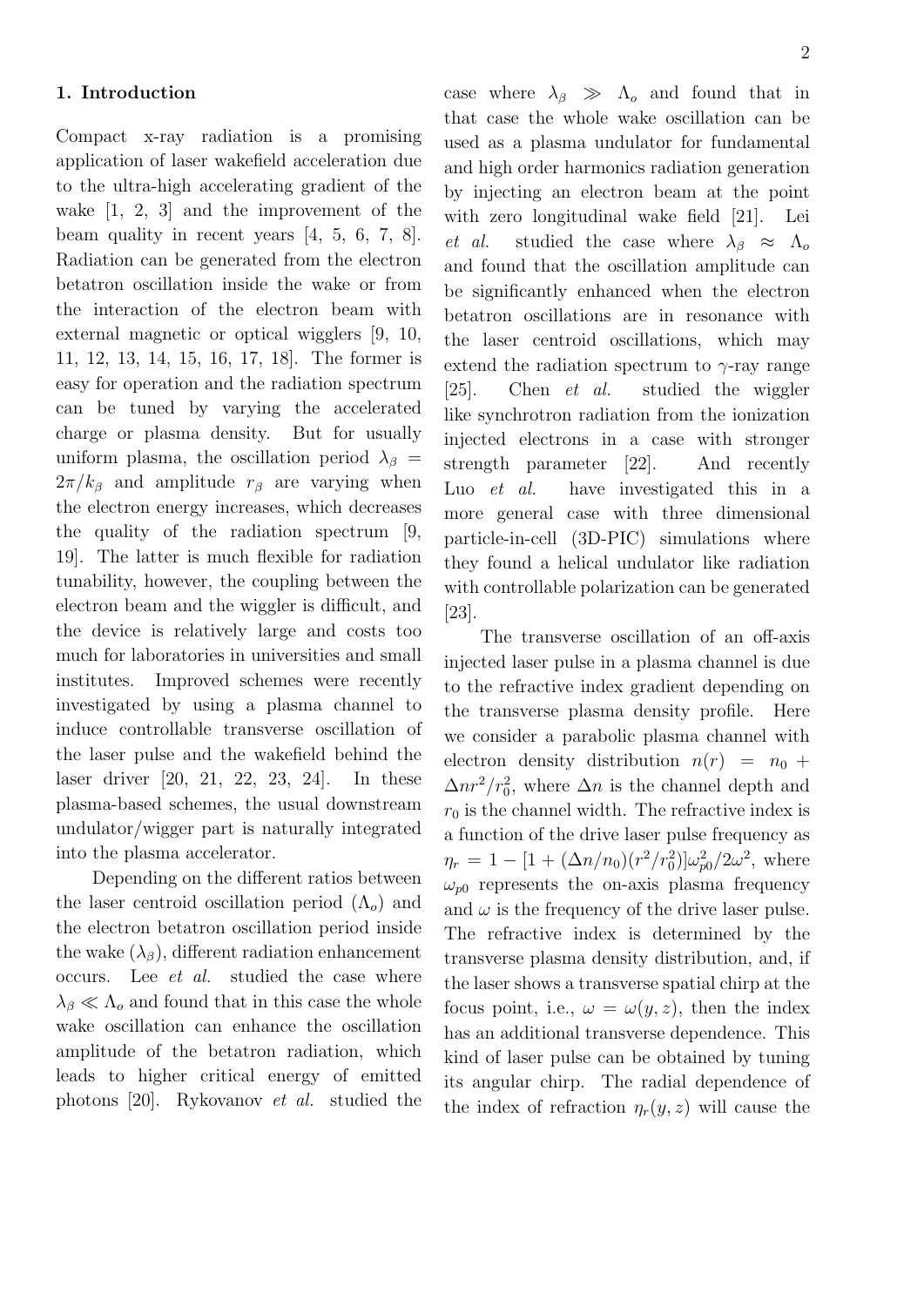## 1. Introduction

Compact x-ray radiation is a promising application of laser wakefield acceleration due to the ultra-high accelerating gradient of the wake [1, 2, 3] and the improvement of the beam quality in recent years [4, 5, 6, 7, 8]. Radiation can be generated from the electron betatron oscillation inside the wake or from the interaction of the electron beam with external magnetic or optical wigglers [9, 10, 11, 12, 13, 14, 15, 16, 17, 18]. The former is easy for operation and the radiation spectrum can be tuned by varying the accelerated charge or plasma density. But for usually uniform plasma, the oscillation period $\lambda_\beta = 2\pi/k_\beta$ and amplitude $r_\beta$ are varying when the electron energy increases, which decreases the quality of the radiation spectrum [9, 19]. The latter is much flexible for radiation tunability, however, the coupling between the electron beam and the wiggler is difficult, and the device is relatively large and costs too much for laboratories in universities and small institutes. Improved schemes were recently investigated by using a plasma channel to induce controllable transverse oscillation of the laser pulse and the wakefield behind the laser driver [20, 21, 22, 23, 24]. In these plasma-based schemes, the usual downstream undulator/wigger part is naturally integrated into the plasma accelerator.

Depending on the different ratios between the laser centroid oscillation period ($\Lambda_o$) and the electron betatron oscillation period inside the wake ($\lambda_\beta$), different radiation enhancement occurs. Lee *et al.* studied the case where $\lambda_\beta \ll \Lambda_o$ and found that in this case the whole wake oscillation can enhance the oscillation amplitude of the betatron radiation, which leads to higher critical energy of emitted photons [20]. Rykovanov *et al.* studied the case where $\lambda_\beta \gg \Lambda_o$ and found that in that case the whole wake oscillation can be used as a plasma undulator for fundamental and high order harmonics radiation generation by injecting an electron beam at the point with zero longitudinal wake field [21]. Lei *et al.* studied the case where $\lambda_\beta \approx \Lambda_o$ and found that the oscillation amplitude can be significantly enhanced when the electron betatron oscillations are in resonance with the laser centroid oscillations, which may extend the radiation spectrum to $\gamma$-ray range [25]. Chen *et al.* studied the wiggler like synchrotron radiation from the ionization injected electrons in a case with stronger strength parameter [22]. And recently Luo *et al.* have investigated this in a more general case with three dimensional particle-in-cell (3D-PIC) simulations where they found a helical undulator like radiation with controllable polarization can be generated [23].

The transverse oscillation of an off-axis injected laser pulse in a plasma channel is due to the refractive index gradient depending on the transverse plasma density profile. Here we consider a parabolic plasma channel with electron density distribution $n(r) = n_0 + \Delta n r^2/r_0^2$, where $\Delta n$ is the channel depth and $r_0$ is the channel width. The refractive index is a function of the drive laser pulse frequency as $\eta_r = 1 - [1 + (\Delta n/n_0)(r^2/r_0^2)]\omega_{p0}^2/2\omega^2$, where $\omega_{p0}$ represents the on-axis plasma frequency and $\omega$ is the frequency of the drive laser pulse. The refractive index is determined by the transverse plasma density distribution, and, if the laser shows a transverse spatial chirp at the focus point, i.e., $\omega = \omega(y, z)$, then the index has an additional transverse dependence. This kind of laser pulse can be obtained by tuning its angular chirp. The radial dependence of the index of refraction $\eta_r(y, z)$ will cause the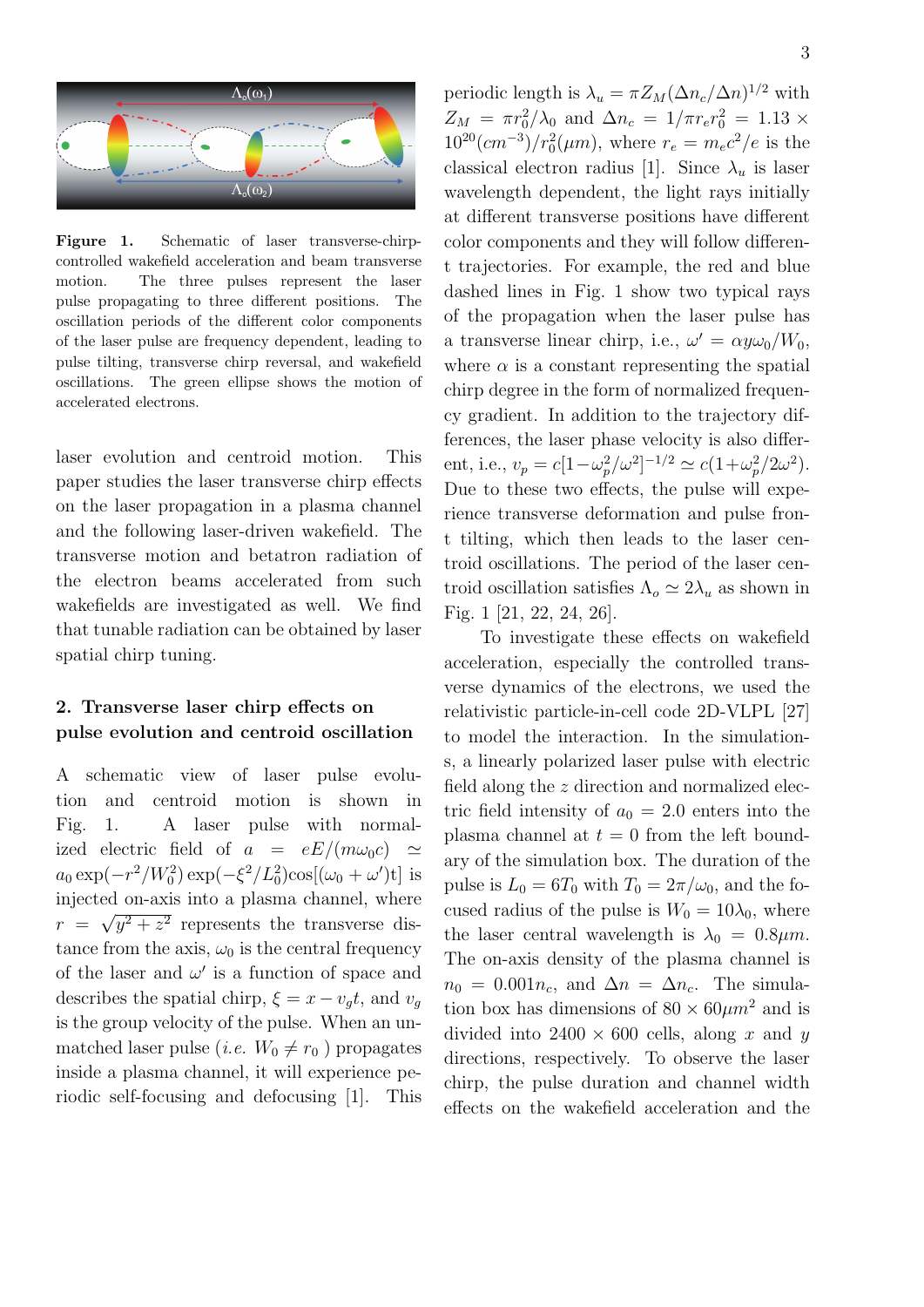**Figure 1.** Schematic of laser transverse-chirp-controlled wakefield acceleration and beam transverse motion. The three pulses represent the laser pulse propagating to three different positions. The oscillation periods of the different color components of the laser pulse are frequency dependent, leading to pulse tilting, transverse chirp reversal, and wakefield oscillations. The green ellipse shows the motion of accelerated electrons.

laser evolution and centroid motion. This paper studies the laser transverse chirp effects on the laser propagation in a plasma channel and the following laser-driven wakefield. The transverse motion and betatron radiation of the electron beams accelerated from such wakefields are investigated as well. We find that tunable radiation can be obtained by laser spatial chirp tuning.

## 2. Transverse laser chirp effects on pulse evolution and centroid oscillation

A schematic view of laser pulse evolution and centroid motion is shown in Fig. 1. A laser pulse with normalized electric field of $a = eE/(m\omega_0 c) \simeq a_0 \exp(-r^2/W_0^2)\exp(-\xi^2/L_0^2)\cos[(\omega_0+\omega')t]$ is injected on-axis into a plasma channel, where $r = \sqrt{y^2+z^2}$ represents the transverse distance from the axis, $\omega_0$ is the central frequency of the laser and $\omega'$ is a function of space and describes the spatial chirp, $\xi = x - v_g t$, and $v_g$ is the group velocity of the pulse. When an unmatched laser pulse (*i.e.* $W_0 \neq r_0$ ) propagates inside a plasma channel, it will experience periodic self-focusing and defocusing [1]. This periodic length is $\lambda_u = \pi Z_M(\Delta n_c/\Delta n)^{1/2}$ with $Z_M = \pi r_0^2/\lambda_0$ and $\Delta n_c = 1/\pi r_e r_0^2 = 1.13 \times 10^{20}(cm^{-3})/r_0^2(\mu m)$, where $r_e = m_e c^2/e$ is the classical electron radius [1]. Since $\lambda_u$ is laser wavelength dependent, the light rays initially at different transverse positions have different color components and they will follow different trajectories. For example, the red and blue dashed lines in Fig. 1 show two typical rays of the propagation when the laser pulse has a transverse linear chirp, i.e., $\omega' = \alpha y\omega_0/W_0$, where $\alpha$ is a constant representing the spatial chirp degree in the form of normalized frequency gradient. In addition to the trajectory differences, the laser phase velocity is also different, i.e., $v_p = c[1-\omega_p^2/\omega^2]^{-1/2} \simeq c(1+\omega_p^2/2\omega^2)$. Due to these two effects, the pulse will experience transverse deformation and pulse front tilting, which then leads to the laser centroid oscillations. The period of the laser centroid oscillation satisfies $\Lambda_o \simeq 2\lambda_u$ as shown in Fig. 1 [21, 22, 24, 26].

To investigate these effects on wakefield acceleration, especially the controlled transverse dynamics of the electrons, we used the relativistic particle-in-cell code 2D-VLPL [27] to model the interaction. In the simulations, a linearly polarized laser pulse with electric field along the $z$ direction and normalized electric field intensity of $a_0 = 2.0$ enters into the plasma channel at $t = 0$ from the left boundary of the simulation box. The duration of the pulse is $L_0 = 6T_0$ with $T_0 = 2\pi/\omega_0$, and the focused radius of the pulse is $W_0 = 10\lambda_0$, where the laser central wavelength is $\lambda_0 = 0.8\mu m$. The on-axis density of the plasma channel is $n_0 = 0.001n_c$, and $\Delta n = \Delta n_c$. The simulation box has dimensions of $80 \times 60\mu m^2$ and is divided into $2400 \times 600$ cells, along $x$ and $y$ directions, respectively. To observe the laser chirp, the pulse duration and channel width effects on the wakefield acceleration and the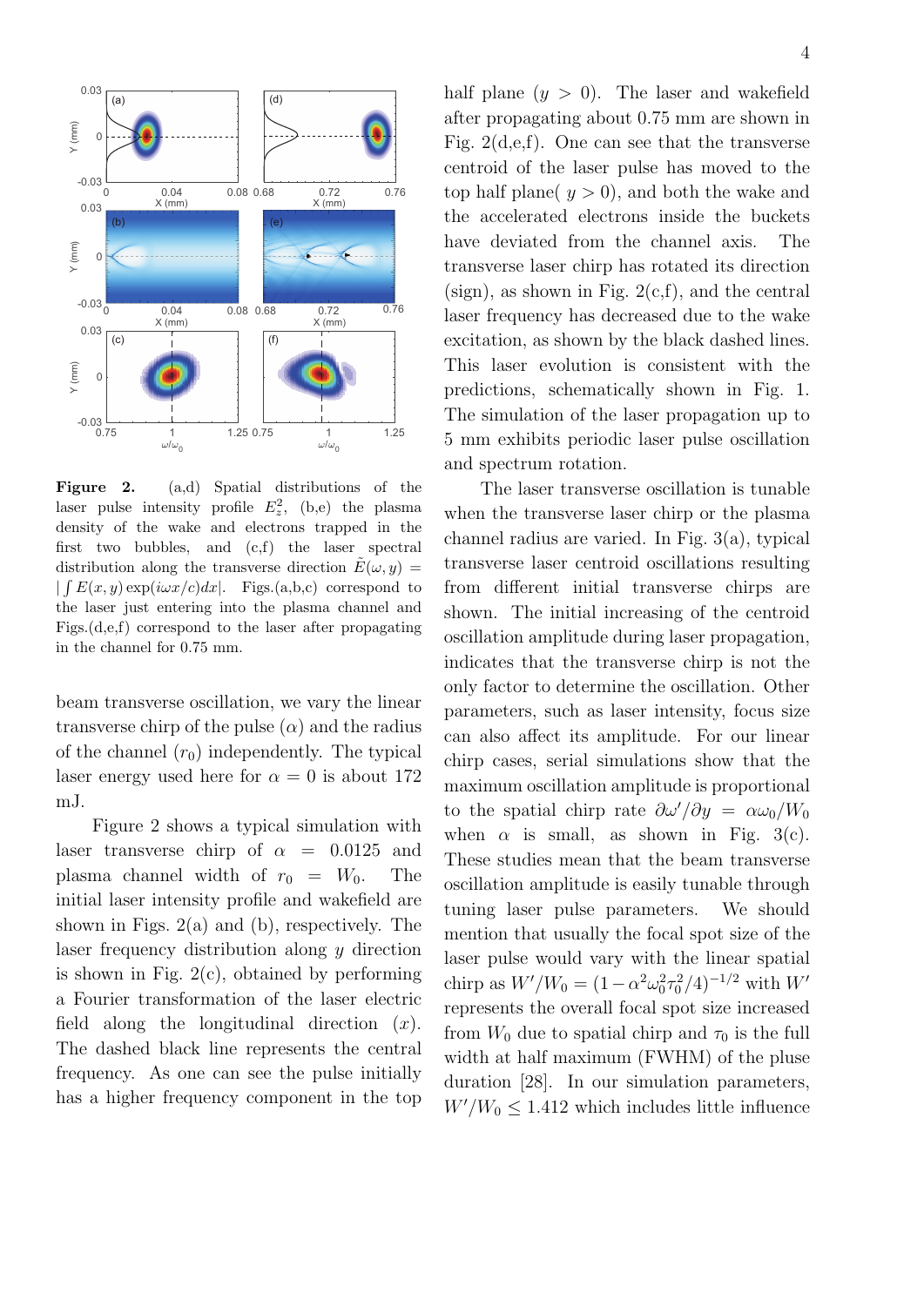**Figure 2.** (a,d) Spatial distributions of the laser pulse intensity profile $E_z^2$, (b,e) the plasma density of the wake and electrons trapped in the first two bubbles, and (c,f) the laser spectral distribution along the transverse direction $\tilde{E}(\omega, y) = |\int E(x, y) \exp(i\omega x/c)dx|$. Figs.(a,b,c) correspond to the laser just entering into the plasma channel and Figs.(d,e,f) correspond to the laser after propagating in the channel for 0.75 mm.

beam transverse oscillation, we vary the linear transverse chirp of the pulse ($\alpha$) and the radius of the channel ($r_0$) independently. The typical laser energy used here for $\alpha = 0$ is about 172 mJ.

Figure 2 shows a typical simulation with laser transverse chirp of $\alpha = 0.0125$ and plasma channel width of $r_0 = W_0$. The initial laser intensity profile and wakefield are shown in Figs. 2(a) and (b), respectively. The laser frequency distribution along $y$ direction is shown in Fig. 2(c), obtained by performing a Fourier transformation of the laser electric field along the longitudinal direction ($x$). The dashed black line represents the central frequency. As one can see the pulse initially has a higher frequency component in the top half plane ($y > 0$). The laser and wakefield after propagating about 0.75 mm are shown in Fig. 2(d,e,f). One can see that the transverse centroid of the laser pulse has moved to the top half plane( $y > 0$), and both the wake and the accelerated electrons inside the buckets have deviated from the channel axis. The transverse laser chirp has rotated its direction (sign), as shown in Fig. 2(c,f), and the central laser frequency has decreased due to the wake excitation, as shown by the black dashed lines. This laser evolution is consistent with the predictions, schematically shown in Fig. 1. The simulation of the laser propagation up to 5 mm exhibits periodic laser pulse oscillation and spectrum rotation.

The laser transverse oscillation is tunable when the transverse laser chirp or the plasma channel radius are varied. In Fig. 3(a), typical transverse laser centroid oscillations resulting from different initial transverse chirps are shown. The initial increasing of the centroid oscillation amplitude during laser propagation, indicates that the transverse chirp is not the only factor to determine the oscillation. Other parameters, such as laser intensity, focus size can also affect its amplitude. For our linear chirp cases, serial simulations show that the maximum oscillation amplitude is proportional to the spatial chirp rate $\partial\omega'/\partial y = \alpha\omega_0/W_0$ when $\alpha$ is small, as shown in Fig. 3(c). These studies mean that the beam transverse oscillation amplitude is easily tunable through tuning laser pulse parameters. We should mention that usually the focal spot size of the laser pulse would vary with the linear spatial chirp as $W'/W_0 = (1 - \alpha^2\omega_0^2\tau_0^2/4)^{-1/2}$ with $W'$ represents the overall focal spot size increased from $W_0$ due to spatial chirp and $\tau_0$ is the full width at half maximum (FWHM) of the pluse duration [28]. In our simulation parameters, $W'/W_0 \leq 1.412$ which includes little influence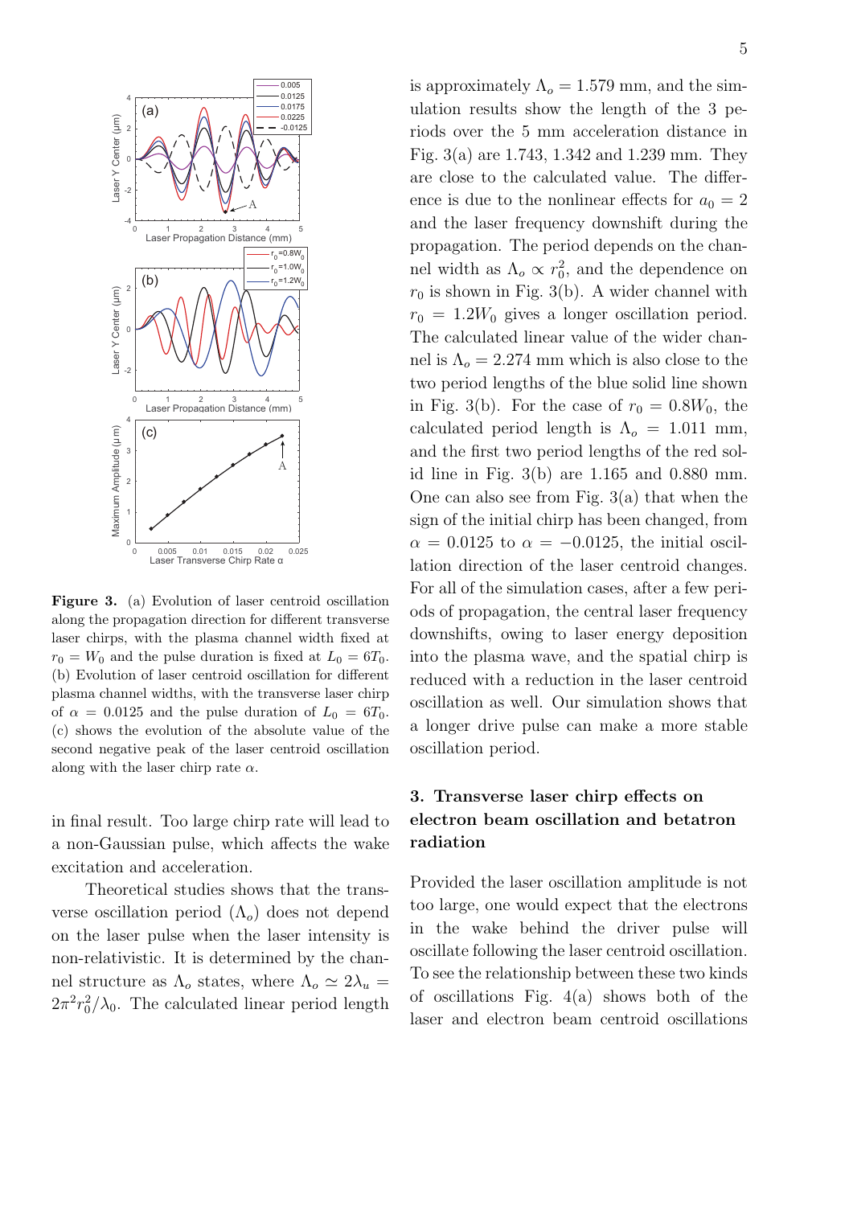**Figure 3.** (a) Evolution of laser centroid oscillation along the propagation direction for different transverse laser chirps, with the plasma channel width fixed at $r_0 = W_0$ and the pulse duration is fixed at $L_0 = 6T_0$. (b) Evolution of laser centroid oscillation for different plasma channel widths, with the transverse laser chirp of $\alpha = 0.0125$ and the pulse duration of $L_0 = 6T_0$. (c) shows the evolution of the absolute value of the second negative peak of the laser centroid oscillation along with the laser chirp rate $\alpha$.

in final result. Too large chirp rate will lead to a non-Gaussian pulse, which affects the wake excitation and acceleration.

Theoretical studies shows that the transverse oscillation period ($\Lambda_o$) does not depend on the laser pulse when the laser intensity is non-relativistic. It is determined by the channel structure as $\Lambda_o$ states, where $\Lambda_o \simeq 2\lambda_u = 2\pi^2 r_0^2/\lambda_0$. The calculated linear period length is approximately $\Lambda_o = 1.579$ mm, and the simulation results show the length of the 3 periods over the 5 mm acceleration distance in Fig. 3(a) are 1.743, 1.342 and 1.239 mm. They are close to the calculated value. The difference is due to the nonlinear effects for $a_0 = 2$ and the laser frequency downshift during the propagation. The period depends on the channel width as $\Lambda_o \propto r_0^2$, and the dependence on $r_0$ is shown in Fig. 3(b). A wider channel with $r_0 = 1.2W_0$ gives a longer oscillation period. The calculated linear value of the wider channel is $\Lambda_o = 2.274$ mm which is also close to the two period lengths of the blue solid line shown in Fig. 3(b). For the case of $r_0 = 0.8W_0$, the calculated period length is $\Lambda_o = 1.011$ mm, and the first two period lengths of the red solid line in Fig. 3(b) are 1.165 and 0.880 mm. One can also see from Fig. 3(a) that when the sign of the initial chirp has been changed, from $\alpha = 0.0125$ to $\alpha = -0.0125$, the initial oscillation direction of the laser centroid changes. For all of the simulation cases, after a few periods of propagation, the central laser frequency downshifts, owing to laser energy deposition into the plasma wave, and the spatial chirp is reduced with a reduction in the laser centroid oscillation as well. Our simulation shows that a longer drive pulse can make a more stable oscillation period.

## 3. Transverse laser chirp effects on electron beam oscillation and betatron radiation

Provided the laser oscillation amplitude is not too large, one would expect that the electrons in the wake behind the driver pulse will oscillate following the laser centroid oscillation. To see the relationship between these two kinds of oscillations Fig. 4(a) shows both of the laser and electron beam centroid oscillations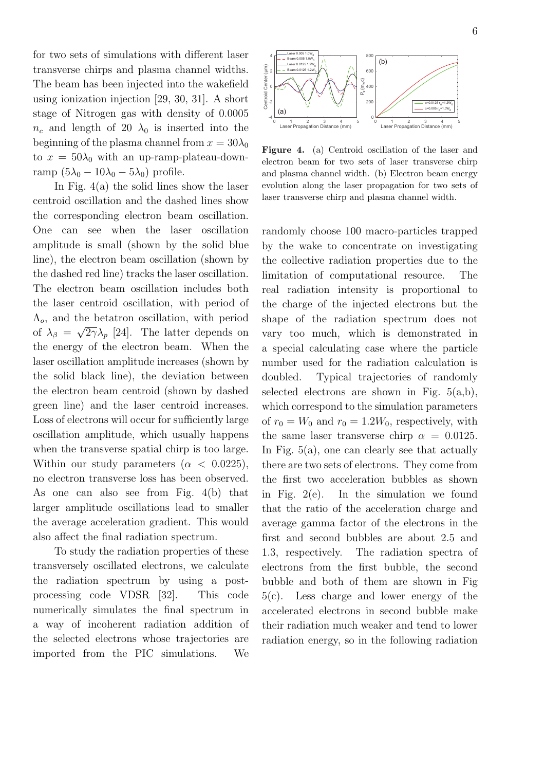for two sets of simulations with different laser transverse chirps and plasma channel widths. The beam has been injected into the wakefield using ionization injection [29, 30, 31]. A short stage of Nitrogen gas with density of 0.0005 $n_c$ and length of 20 $\lambda_0$ is inserted into the beginning of the plasma channel from $x = 30\lambda_0$ to $x = 50\lambda_0$ with an up-ramp-plateau-down-ramp $(5\lambda_0 - 10\lambda_0 - 5\lambda_0)$ profile.

In Fig. 4(a) the solid lines show the laser centroid oscillation and the dashed lines show the corresponding electron beam oscillation. One can see when the laser oscillation amplitude is small (shown by the solid blue line), the electron beam oscillation (shown by the dashed red line) tracks the laser oscillation. The electron beam oscillation includes both the laser centroid oscillation, with period of $\Lambda_o$, and the betatron oscillation, with period of $\lambda_\beta = \sqrt{2\gamma}\lambda_p$ [24]. The latter depends on the energy of the electron beam. When the laser oscillation amplitude increases (shown by the solid black line), the deviation between the electron beam centroid (shown by dashed green line) and the laser centroid increases. Loss of electrons will occur for sufficiently large oscillation amplitude, which usually happens when the transverse spatial chirp is too large. Within our study parameters ($\alpha < 0.0225$), no electron transverse loss has been observed. As one can also see from Fig. 4(b) that larger amplitude oscillations lead to smaller the average acceleration gradient. This would also affect the final radiation spectrum.

To study the radiation properties of these transversely oscillated electrons, we calculate the radiation spectrum by using a post-processing code VDSR [32]. This code numerically simulates the final spectrum in a way of incoherent radiation addition of the selected electrons whose trajectories are imported from the PIC simulations. We

**Figure 4.** (a) Centroid oscillation of the laser and electron beam for two sets of laser transverse chirp and plasma channel width. (b) Electron beam energy evolution along the laser propagation for two sets of laser transverse chirp and plasma channel width.

randomly choose 100 macro-particles trapped by the wake to concentrate on investigating the collective radiation properties due to the limitation of computational resource. The real radiation intensity is proportional to the charge of the injected electrons but the shape of the radiation spectrum does not vary too much, which is demonstrated in a special calculating case where the particle number used for the radiation calculation is doubled. Typical trajectories of randomly selected electrons are shown in Fig. 5(a,b), which correspond to the simulation parameters of $r_0 = W_0$ and $r_0 = 1.2W_0$, respectively, with the same laser transverse chirp $\alpha = 0.0125$. In Fig. 5(a), one can clearly see that actually there are two sets of electrons. They come from the first two acceleration bubbles as shown in Fig. 2(e). In the simulation we found that the ratio of the acceleration charge and average gamma factor of the electrons in the first and second bubbles are about 2.5 and 1.3, respectively. The radiation spectra of electrons from the first bubble, the second bubble and both of them are shown in Fig 5(c). Less charge and lower energy of the accelerated electrons in second bubble make their radiation much weaker and tend to lower radiation energy, so in the following radiation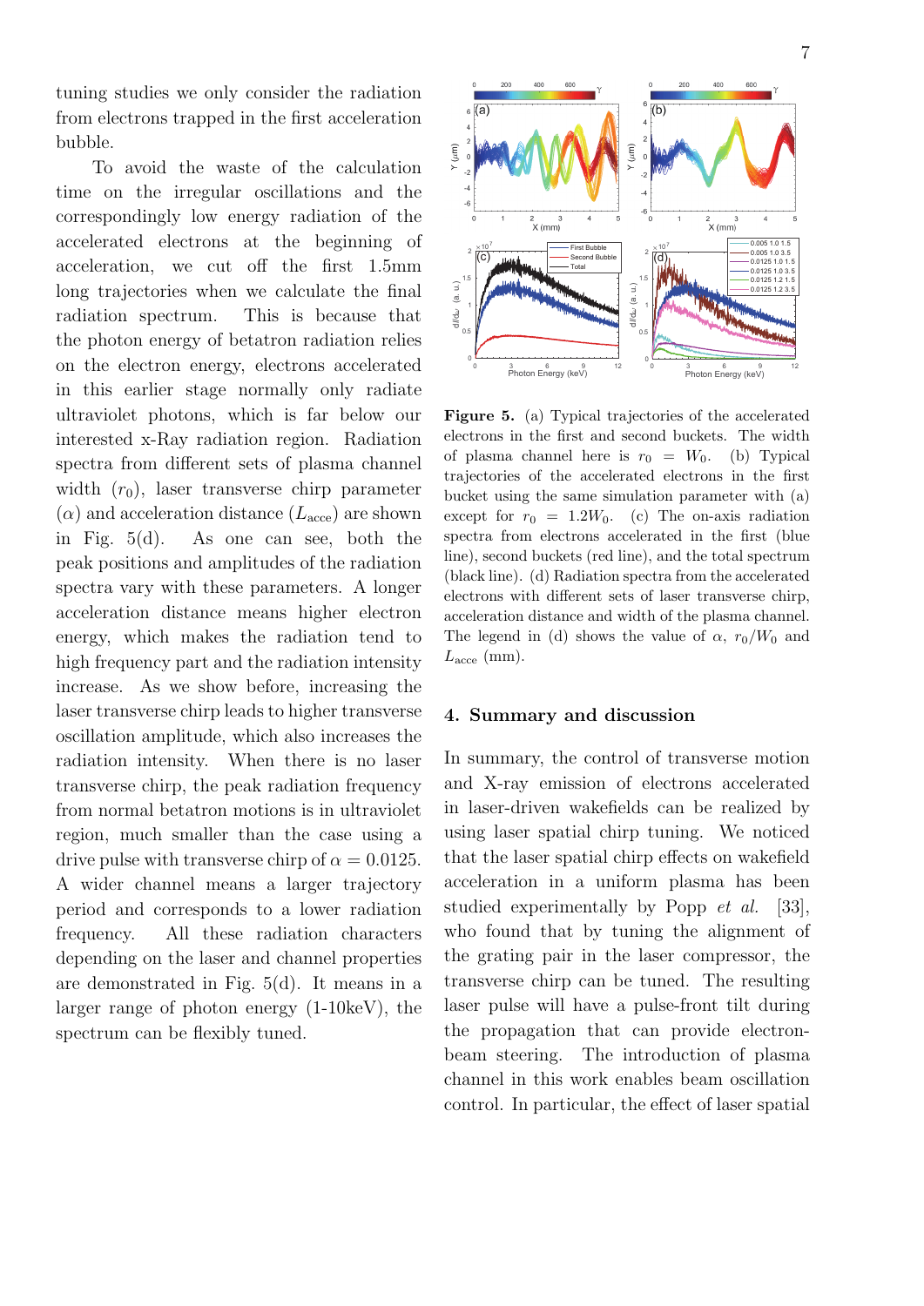tuning studies we only consider the radiation from electrons trapped in the first acceleration bubble.

To avoid the waste of the calculation time on the irregular oscillations and the correspondingly low energy radiation of the accelerated electrons at the beginning of acceleration, we cut off the first 1.5mm long trajectories when we calculate the final radiation spectrum. This is because that the photon energy of betatron radiation relies on the electron energy, electrons accelerated in this earlier stage normally only radiate ultraviolet photons, which is far below our interested x-Ray radiation region. Radiation spectra from different sets of plasma channel width ($r_0$), laser transverse chirp parameter ($\alpha$) and acceleration distance ($L_{\rm acce}$) are shown in Fig. 5(d). As one can see, both the peak positions and amplitudes of the radiation spectra vary with these parameters. A longer acceleration distance means higher electron energy, which makes the radiation tend to high frequency part and the radiation intensity increase. As we show before, increasing the laser transverse chirp leads to higher transverse oscillation amplitude, which also increases the radiation intensity. When there is no laser transverse chirp, the peak radiation frequency from normal betatron motions is in ultraviolet region, much smaller than the case using a drive pulse with transverse chirp of $\alpha = 0.0125$. A wider channel means a larger trajectory period and corresponds to a lower radiation frequency. All these radiation characters depending on the laser and channel properties are demonstrated in Fig. 5(d). It means in a larger range of photon energy (1-10keV), the spectrum can be flexibly tuned.

**Figure 5.** (a) Typical trajectories of the accelerated electrons in the first and second buckets. The width of plasma channel here is $r_0 = W_0$. (b) Typical trajectories of the accelerated electrons in the first bucket using the same simulation parameter with (a) except for $r_0 = 1.2W_0$. (c) The on-axis radiation spectra from electrons accelerated in the first (blue line), second buckets (red line), and the total spectrum (black line). (d) Radiation spectra from the accelerated electrons with different sets of laser transverse chirp, acceleration distance and width of the plasma channel. The legend in (d) shows the value of $\alpha$, $r_0/W_0$ and $L_{\rm acce}$ (mm).

## 4. Summary and discussion

In summary, the control of transverse motion and X-ray emission of electrons accelerated in laser-driven wakefields can be realized by using laser spatial chirp tuning. We noticed that the laser spatial chirp effects on wakefield acceleration in a uniform plasma has been studied experimentally by Popp *et al.* [33], who found that by tuning the alignment of the grating pair in the laser compressor, the transverse chirp can be tuned. The resulting laser pulse will have a pulse-front tilt during the propagation that can provide electron-beam steering. The introduction of plasma channel in this work enables beam oscillation control. In particular, the effect of laser spatial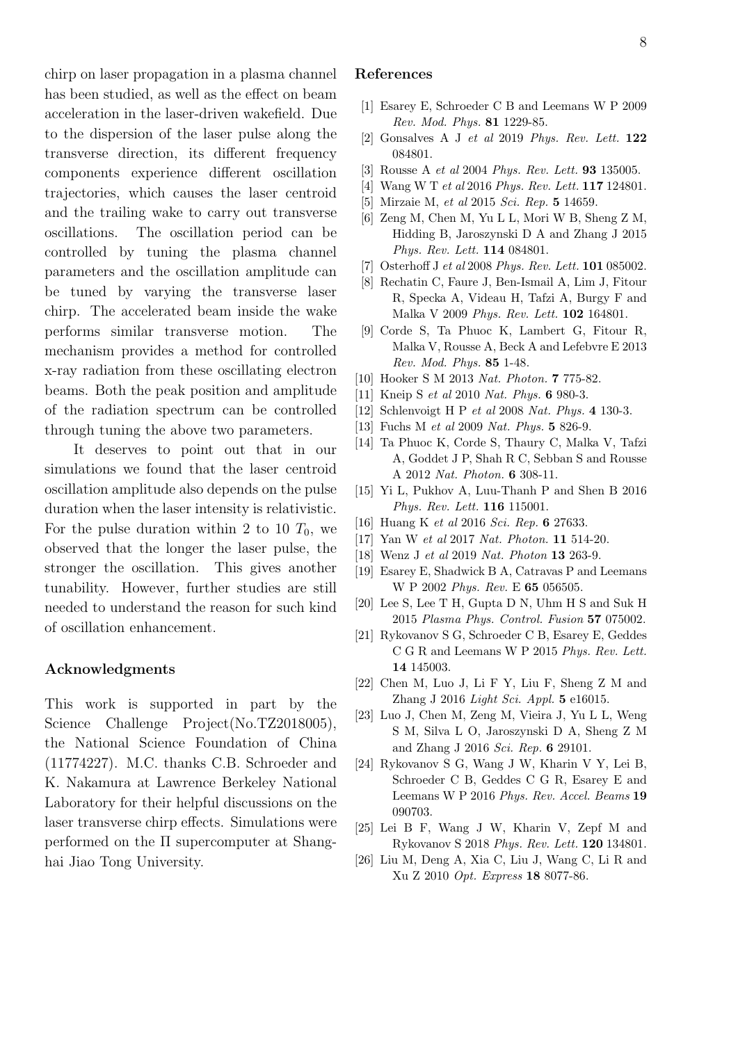chirp on laser propagation in a plasma channel has been studied, as well as the effect on beam acceleration in the laser-driven wakefield. Due to the dispersion of the laser pulse along the transverse direction, its different frequency components experience different oscillation trajectories, which causes the laser centroid and the trailing wake to carry out transverse oscillations. The oscillation period can be controlled by tuning the plasma channel parameters and the oscillation amplitude can be tuned by varying the transverse laser chirp. The accelerated beam inside the wake performs similar transverse motion. The mechanism provides a method for controlled x-ray radiation from these oscillating electron beams. Both the peak position and amplitude of the radiation spectrum can be controlled through tuning the above two parameters.

It deserves to point out that in our simulations we found that the laser centroid oscillation amplitude also depends on the pulse duration when the laser intensity is relativistic. For the pulse duration within 2 to 10 $T_0$, we observed that the longer the laser pulse, the stronger the oscillation. This gives another tunability. However, further studies are still needed to understand the reason for such kind of oscillation enhancement.

## Acknowledgments

This work is supported in part by the Science Challenge Project(No.TZ2018005), the National Science Foundation of China (11774227). M.C. thanks C.B. Schroeder and K. Nakamura at Lawrence Berkeley National Laboratory for their helpful discussions on the laser transverse chirp effects. Simulations were performed on the Π supercomputer at Shanghai Jiao Tong University.

## References

[1] Esarey E, Schroeder C B and Leemans W P 2009 *Rev. Mod. Phys.* **81** 1229-85.

[2] Gonsalves A J *et al* 2019 *Phys. Rev. Lett.* **122** 084801.

[3] Rousse A *et al* 2004 *Phys. Rev. Lett.* **93** 135005.

[4] Wang W T *et al* 2016 *Phys. Rev. Lett.* **117** 124801.

[5] Mirzaie M, *et al* 2015 *Sci. Rep.* **5** 14659.

[6] Zeng M, Chen M, Yu L L, Mori W B, Sheng Z M, Hidding B, Jaroszynski D A and Zhang J 2015 *Phys. Rev. Lett.* **114** 084801.

[7] Osterhoff J *et al* 2008 *Phys. Rev. Lett.* **101** 085002.

[8] Rechatin C, Faure J, Ben-Ismail A, Lim J, Fitour R, Specka A, Videau H, Tafzi A, Burgy F and Malka V 2009 *Phys. Rev. Lett.* **102** 164801.

[9] Corde S, Ta Phuoc K, Lambert G, Fitour R, Malka V, Rousse A, Beck A and Lefebvre E 2013 *Rev. Mod. Phys.* **85** 1-48.

[10] Hooker S M 2013 *Nat. Photon.* **7** 775-82.

[11] Kneip S *et al* 2010 *Nat. Phys.* **6** 980-3.

[12] Schlenvoigt H P *et al* 2008 *Nat. Phys.* **4** 130-3.

[13] Fuchs M *et al* 2009 *Nat. Phys.* **5** 826-9.

[14] Ta Phuoc K, Corde S, Thaury C, Malka V, Tafzi A, Goddet J P, Shah R C, Sebban S and Rousse A 2012 *Nat. Photon.* **6** 308-11.

[15] Yi L, Pukhov A, Luu-Thanh P and Shen B 2016 *Phys. Rev. Lett.* **116** 115001.

[16] Huang K *et al* 2016 *Sci. Rep.* **6** 27633.

[17] Yan W *et al* 2017 *Nat. Photon.* **11** 514-20.

[18] Wenz J *et al* 2019 *Nat. Photon* **13** 263-9.

[19] Esarey E, Shadwick B A, Catravas P and Leemans W P 2002 *Phys. Rev.* E **65** 056505.

[20] Lee S, Lee T H, Gupta D N, Uhm H S and Suk H 2015 *Plasma Phys. Control. Fusion* **57** 075002.

[21] Rykovanov S G, Schroeder C B, Esarey E, Geddes C G R and Leemans W P 2015 *Phys. Rev. Lett.* **14** 145003.

[22] Chen M, Luo J, Li F Y, Liu F, Sheng Z M and Zhang J 2016 *Light Sci. Appl.* **5** e16015.

[23] Luo J, Chen M, Zeng M, Vieira J, Yu L L, Weng S M, Silva L O, Jaroszynski D A, Sheng Z M and Zhang J 2016 *Sci. Rep.* **6** 29101.

[24] Rykovanov S G, Wang J W, Kharin V Y, Lei B, Schroeder C B, Geddes C G R, Esarey E and Leemans W P 2016 *Phys. Rev. Accel. Beams* **19** 090703.

[25] Lei B F, Wang J W, Kharin V, Zepf M and Rykovanov S 2018 *Phys. Rev. Lett.* **120** 134801.

[26] Liu M, Deng A, Xia C, Liu J, Wang C, Li R and Xu Z 2010 *Opt. Express* **18** 8077-86.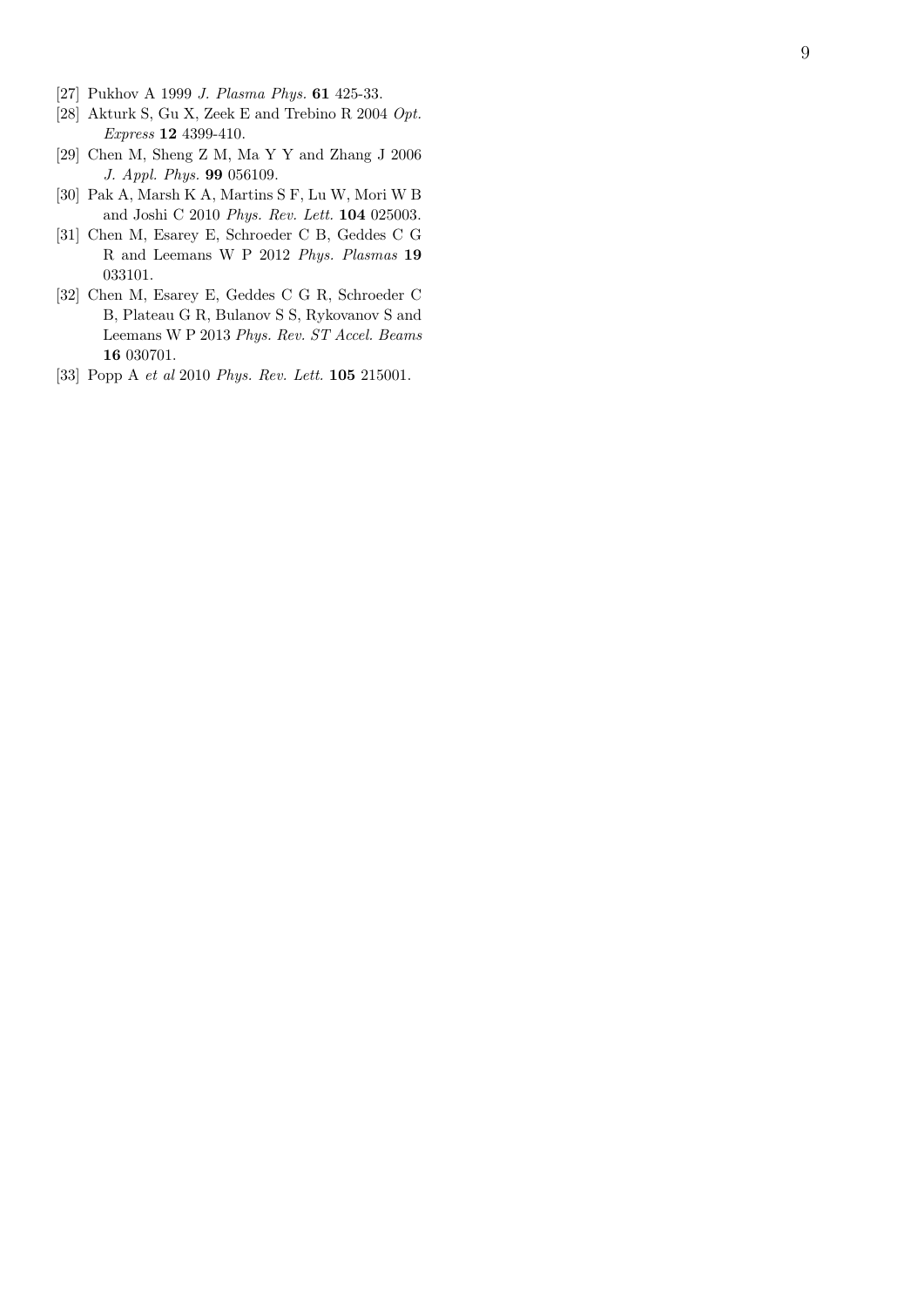[27] Pukhov A 1999 *J. Plasma Phys.* **61** 425-33.

[28] Akturk S, Gu X, Zeek E and Trebino R 2004 *Opt. Express* **12** 4399-410.

[29] Chen M, Sheng Z M, Ma Y Y and Zhang J 2006 *J. Appl. Phys.* **99** 056109.

[30] Pak A, Marsh K A, Martins S F, Lu W, Mori W B and Joshi C 2010 *Phys. Rev. Lett.* **104** 025003.

[31] Chen M, Esarey E, Schroeder C B, Geddes C G R and Leemans W P 2012 *Phys. Plasmas* **19** 033101.

[32] Chen M, Esarey E, Geddes C G R, Schroeder C B, Plateau G R, Bulanov S S, Rykovanov S and Leemans W P 2013 *Phys. Rev. ST Accel. Beams* **16** 030701.

[33] Popp A *et al* 2010 *Phys. Rev. Lett.* **105** 215001.